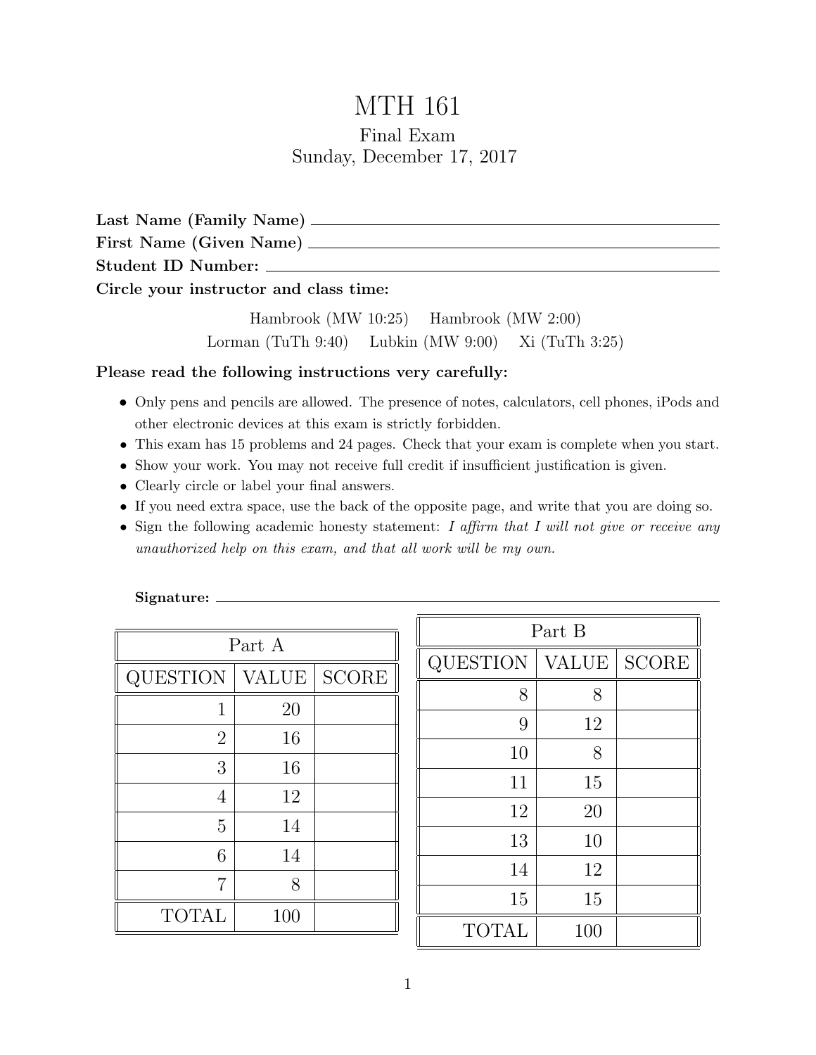# MTH 161

## Final Exam

Sunday, December 17, 2017

**Last Name (Family Name)** ____________________

**First Name (Given Name)** ____________________

**Student ID Number:** ____________________

**Circle your instructor and class time:**

Hambrook (MW 10:25)  Hambrook (MW 2:00)

Lorman (TuTh 9:40)  Lubkin (MW 9:00)  Xi (TuTh 3:25)

**Please read the following instructions very carefully:**

- Only pens and pencils are allowed. The presence of notes, calculators, cell phones, iPods and other electronic devices at this exam is strictly forbidden.
- This exam has 15 problems and 24 pages. Check that your exam is complete when you start.
- Show your work. You may not receive full credit if insufficient justification is given.
- Clearly circle or label your final answers.
- If you need extra space, use the back of the opposite page, and write that you are doing so.
- Sign the following academic honesty statement: *I affirm that I will not give or receive any unauthorized help on this exam, and that all work will be my own.*

**Signature:** ____________________

| Part A | | |
|---|---|---|
| QUESTION | VALUE | SCORE |
| 1 | 20 | |
| 2 | 16 | |
| 3 | 16 | |
| 4 | 12 | |
| 5 | 14 | |
| 6 | 14 | |
| 7 | 8 | |
| TOTAL | 100 | |

| Part B | | |
|---|---|---|
| QUESTION | VALUE | SCORE |
| 8 | 8 | |
| 9 | 12 | |
| 10 | 8 | |
| 11 | 15 | |
| 12 | 20 | |
| 13 | 10 | |
| 14 | 12 | |
| 15 | 15 | |
| TOTAL | 100 | |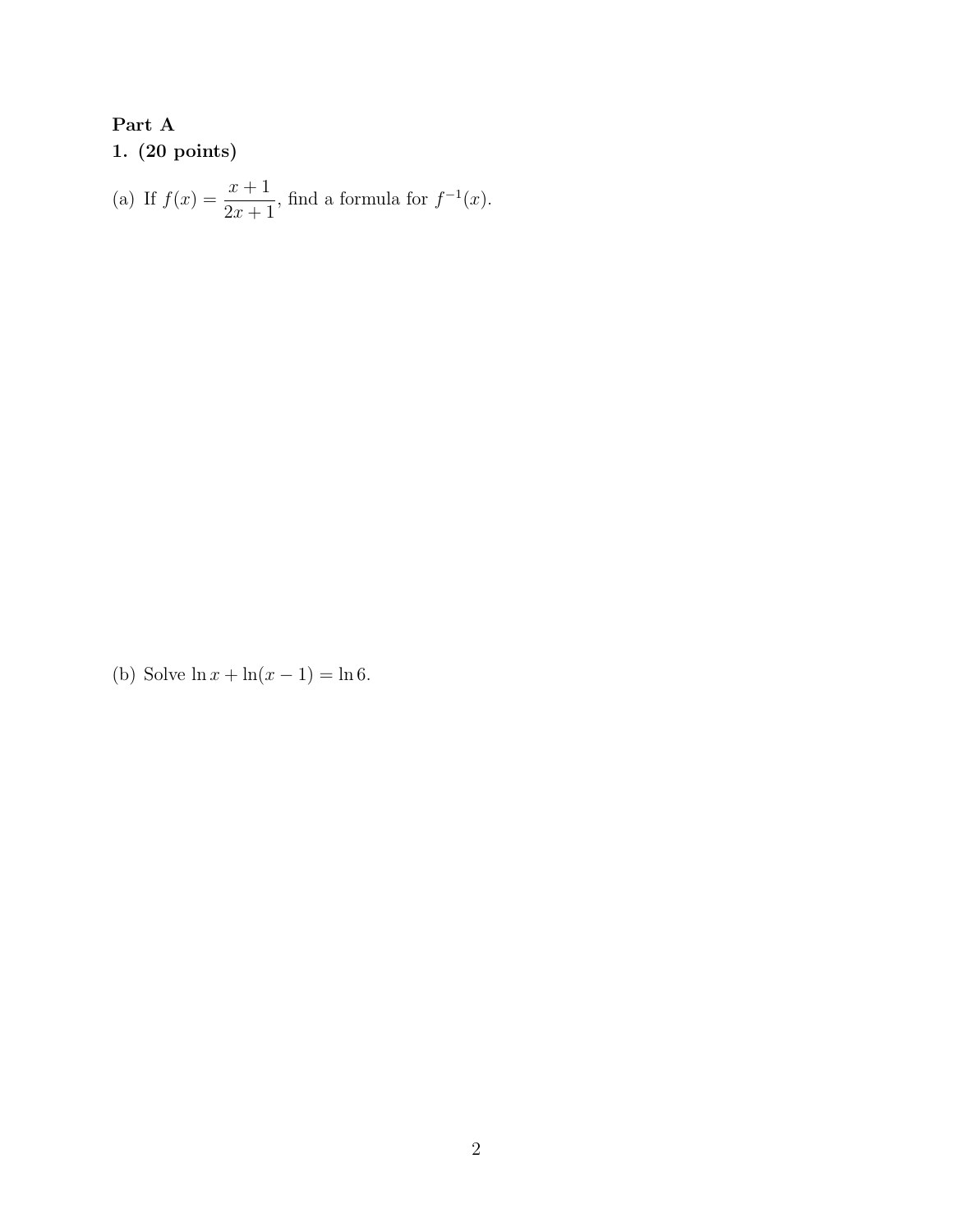**Part A**

**1. (20 points)**

(a) If $f(x) = \dfrac{x+1}{2x+1}$, find a formula for $f^{-1}(x)$.

(b) Solve $\ln x + \ln(x-1) = \ln 6$.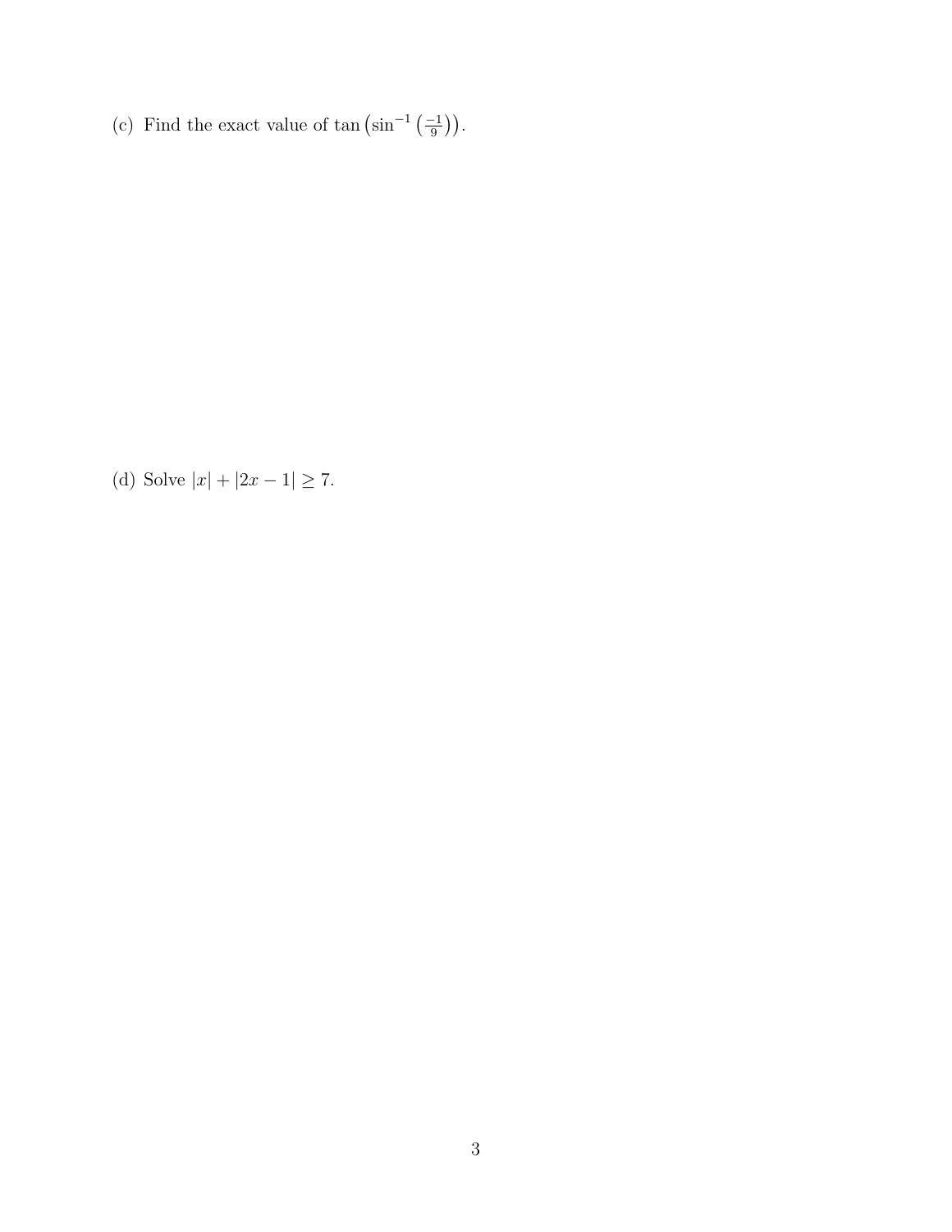(c) Find the exact value of $\tan\left(\sin^{-1}\left(\frac{-1}{9}\right)\right)$.

(d) Solve $|x| + |2x - 1| \geq 7$.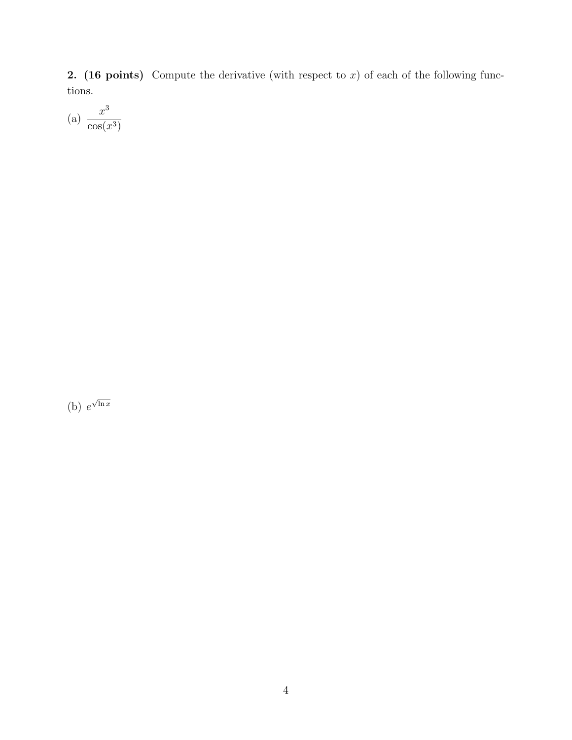**2. (16 points)** Compute the derivative (with respect to $x$) of each of the following functions.

(a) $\dfrac{x^3}{\cos(x^3)}$

(b) $e^{\sqrt{\ln x}}$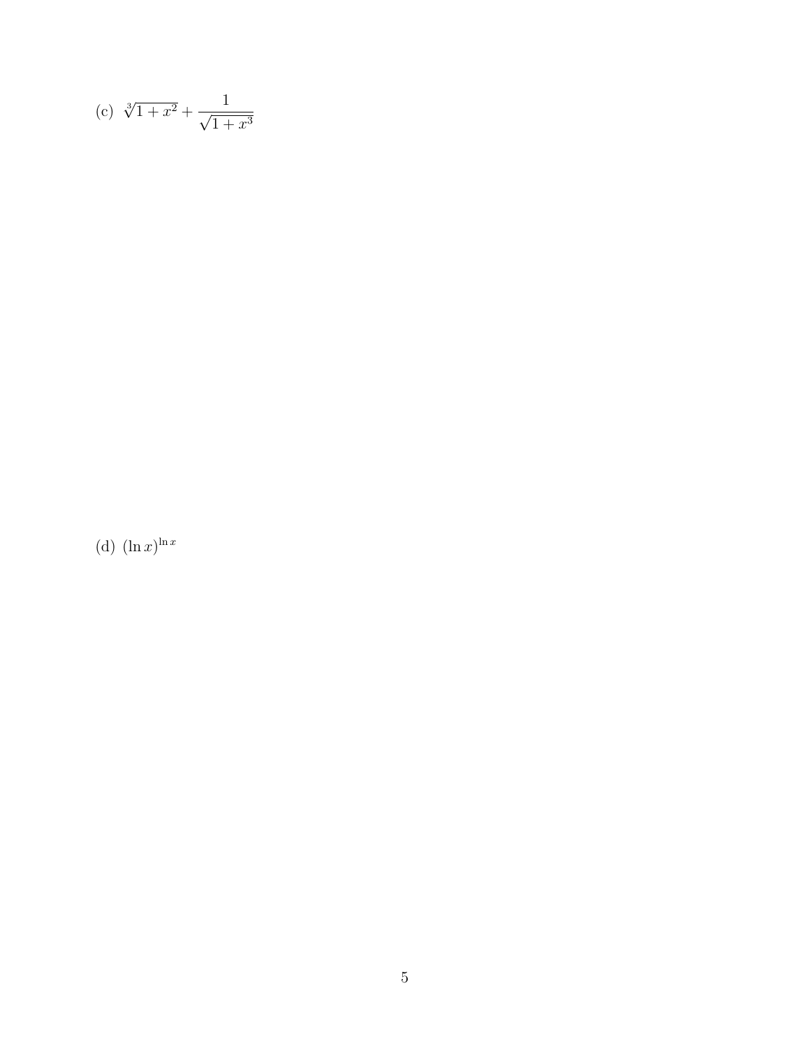(c) $\sqrt[3]{1+x^2} + \dfrac{1}{\sqrt{1+x^3}}$

(d) $(\ln x)^{\ln x}$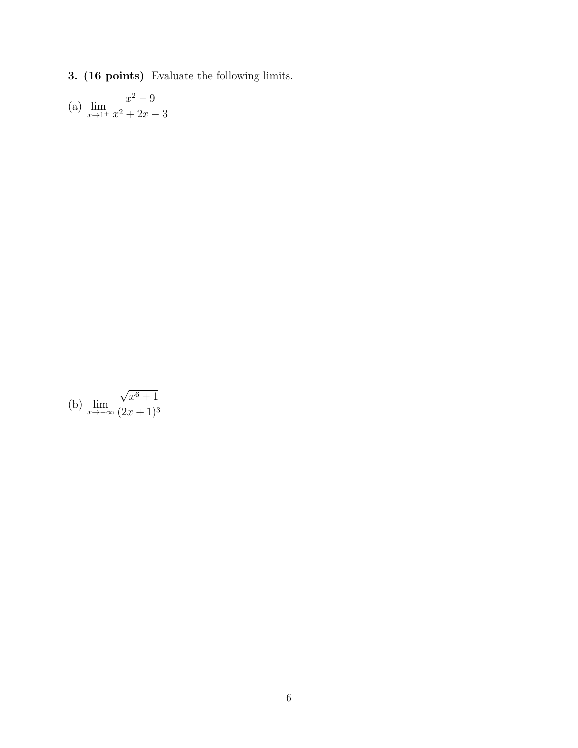**3. (16 points)** Evaluate the following limits.

(a) $\displaystyle\lim_{x \to 1^+} \frac{x^2 - 9}{x^2 + 2x - 3}$

(b) $\displaystyle\lim_{x \to -\infty} \frac{\sqrt{x^6 + 1}}{(2x + 1)^3}$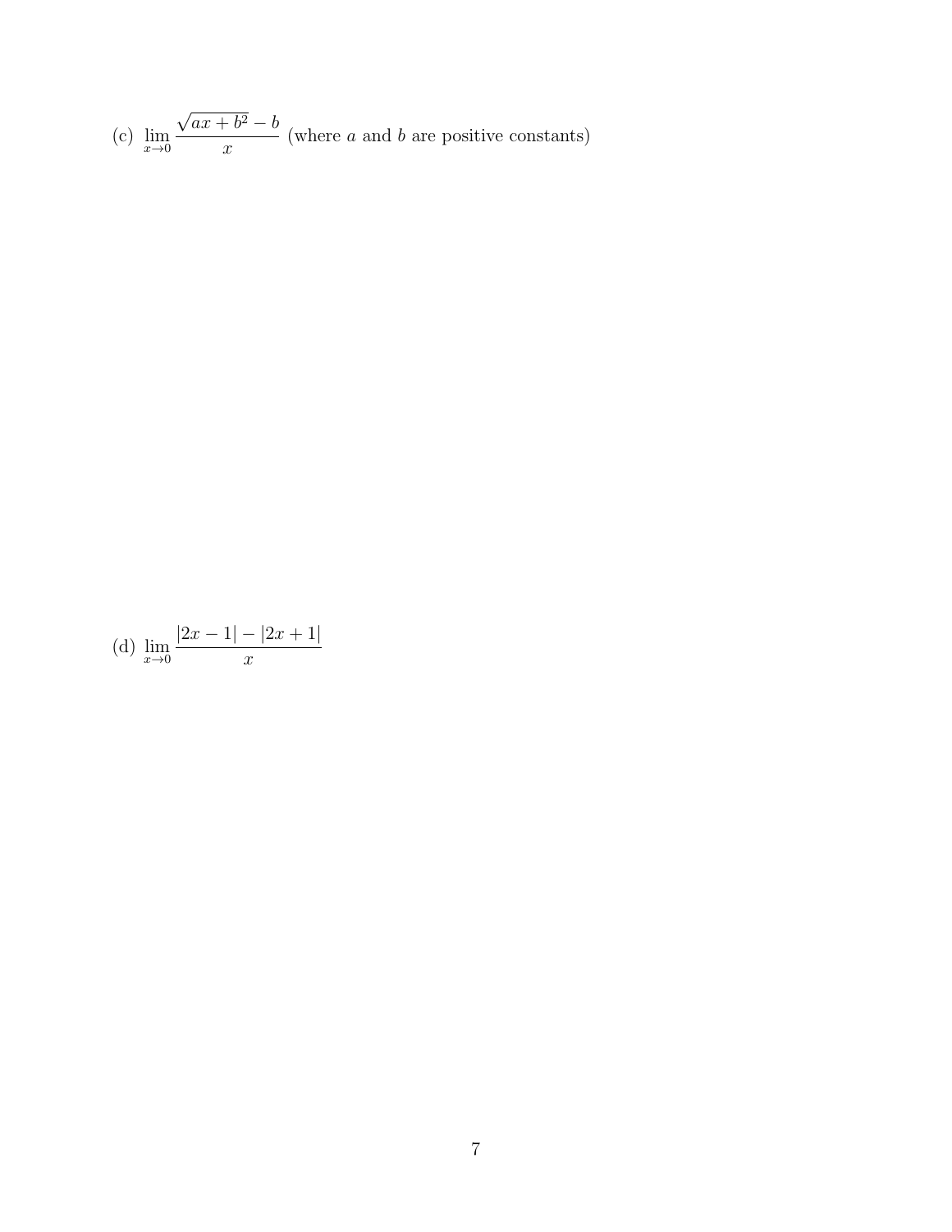(c) $\lim_{x \to 0} \frac{\sqrt{ax + b^2} - b}{x}$ (where $a$ and $b$ are positive constants)

(d) $\lim_{x \to 0} \frac{|2x - 1| - |2x + 1|}{x}$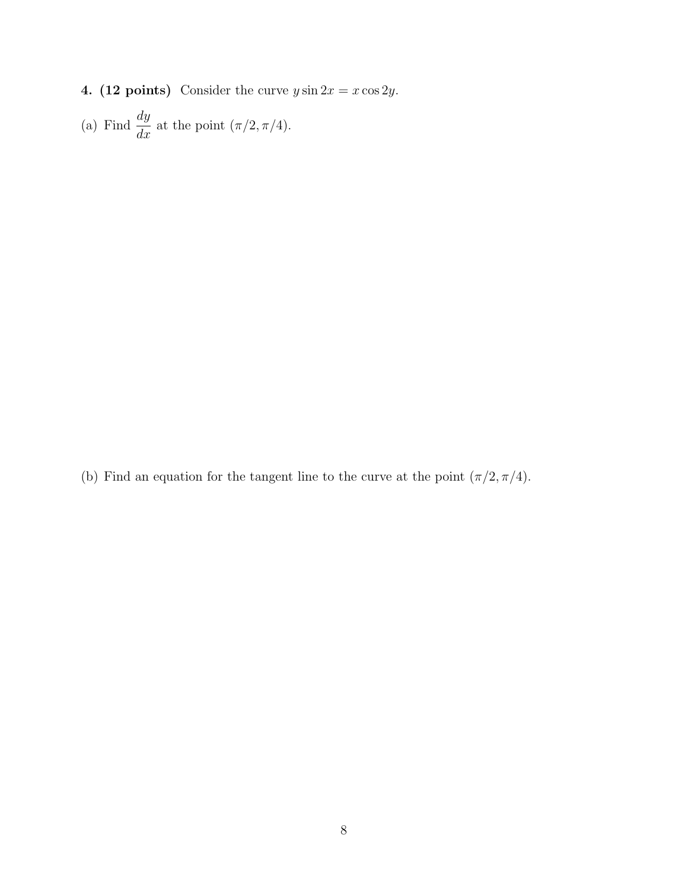**4. (12 points)** Consider the curve $y \sin 2x = x \cos 2y$.

(a) Find $\dfrac{dy}{dx}$ at the point $(\pi/2, \pi/4)$.

(b) Find an equation for the tangent line to the curve at the point $(\pi/2, \pi/4)$.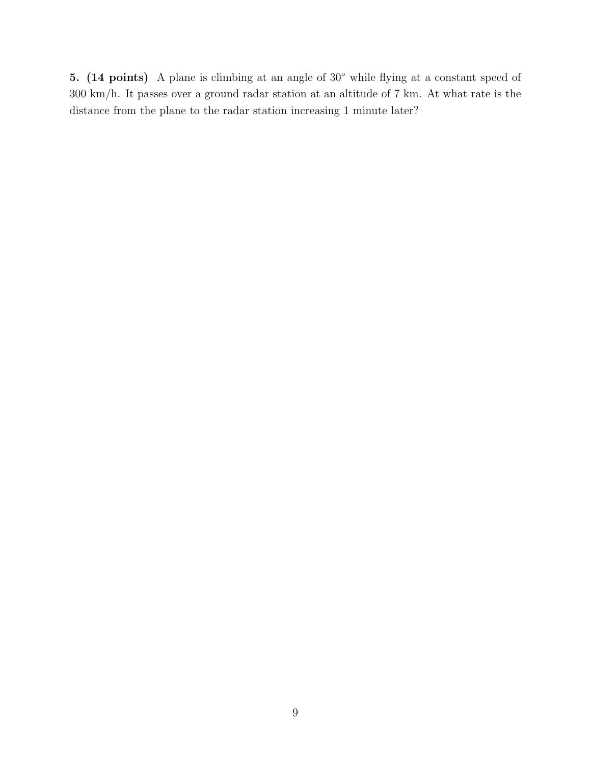**5. (14 points)** A plane is climbing at an angle of $30^\circ$ while flying at a constant speed of 300 km/h. It passes over a ground radar station at an altitude of 7 km. At what rate is the distance from the plane to the radar station increasing 1 minute later?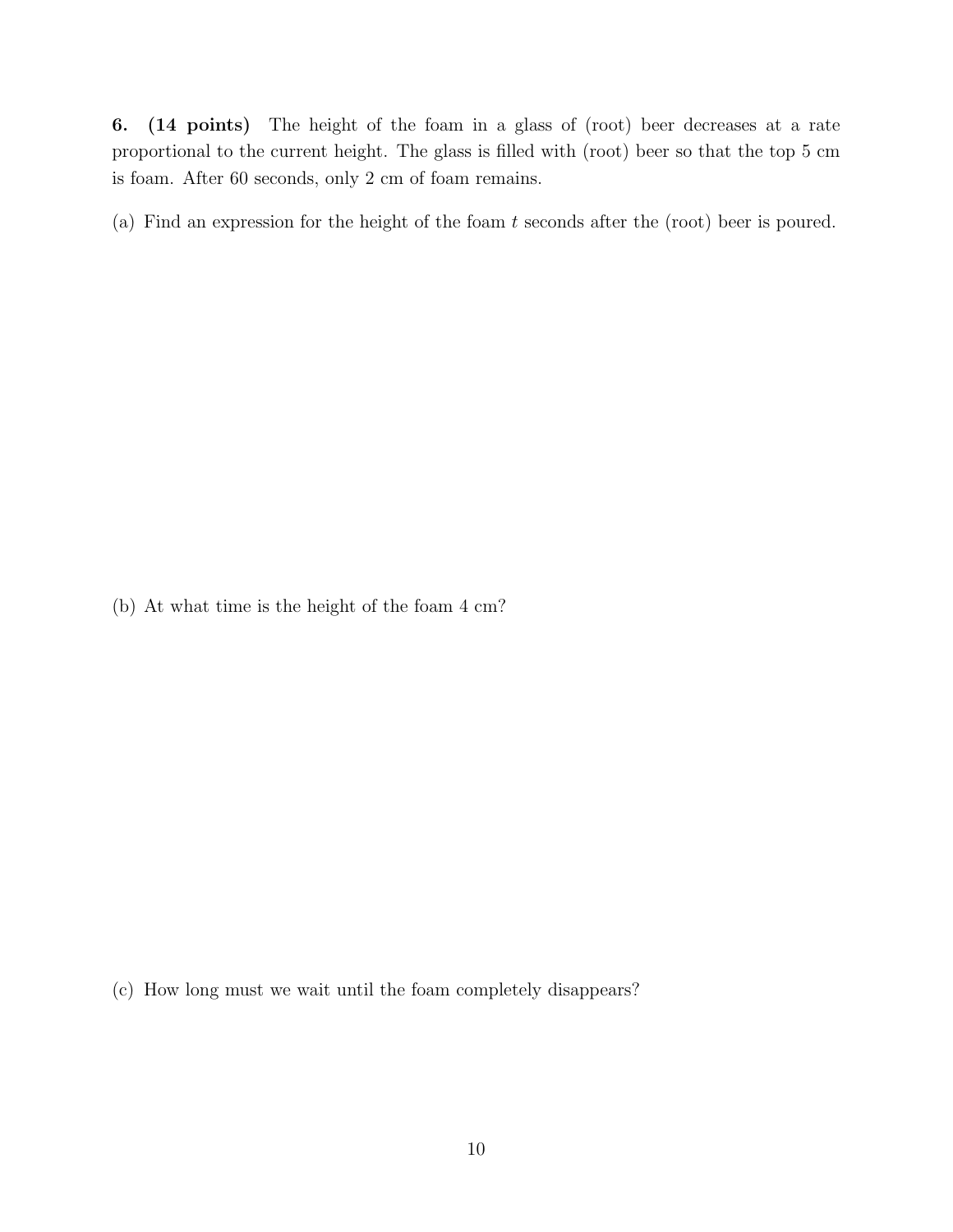**6. (14 points)** The height of the foam in a glass of (root) beer decreases at a rate proportional to the current height. The glass is filled with (root) beer so that the top 5 cm is foam. After 60 seconds, only 2 cm of foam remains.

(a) Find an expression for the height of the foam $t$ seconds after the (root) beer is poured.

(b) At what time is the height of the foam 4 cm?

(c) How long must we wait until the foam completely disappears?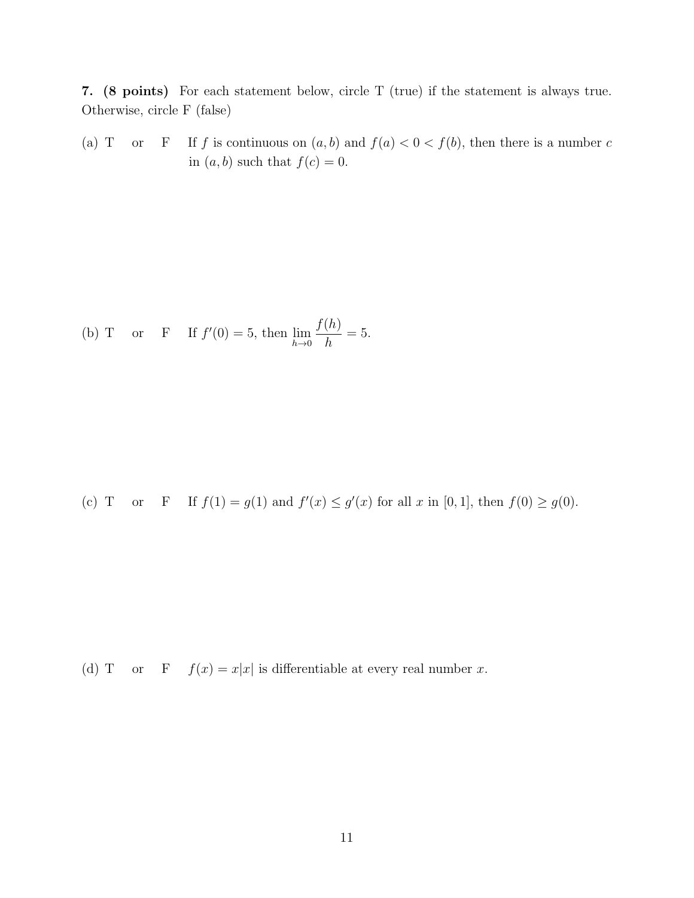**7. (8 points)** For each statement below, circle T (true) if the statement is always true. Otherwise, circle F (false)

(a) T  or  F  If $f$ is continuous on $(a, b)$ and $f(a) < 0 < f(b)$, then there is a number $c$ in $(a, b)$ such that $f(c) = 0$.

(b) T  or  F  If $f'(0) = 5$, then $\lim_{h \to 0} \frac{f(h)}{h} = 5$.

(c) T  or  F  If $f(1) = g(1)$ and $f'(x) \leq g'(x)$ for all $x$ in $[0, 1]$, then $f(0) \geq g(0)$.

(d) T  or  F  $f(x) = x|x|$ is differentiable at every real number $x$.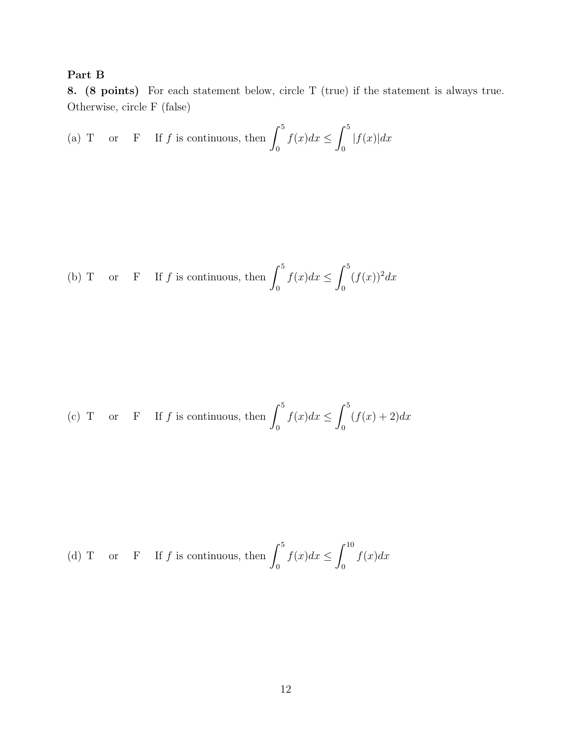**Part B**

**8. (8 points)** For each statement below, circle T (true) if the statement is always true. Otherwise, circle F (false)

(a) T or F If $f$ is continuous, then $\int_0^5 f(x)dx \leq \int_0^5 |f(x)|dx$

(b) T or F If $f$ is continuous, then $\int_0^5 f(x)dx \leq \int_0^5 (f(x))^2 dx$

(c) T or F If $f$ is continuous, then $\int_0^5 f(x)dx \leq \int_0^5 (f(x) + 2)dx$

(d) T or F If $f$ is continuous, then $\int_0^5 f(x)dx \leq \int_0^{10} f(x)dx$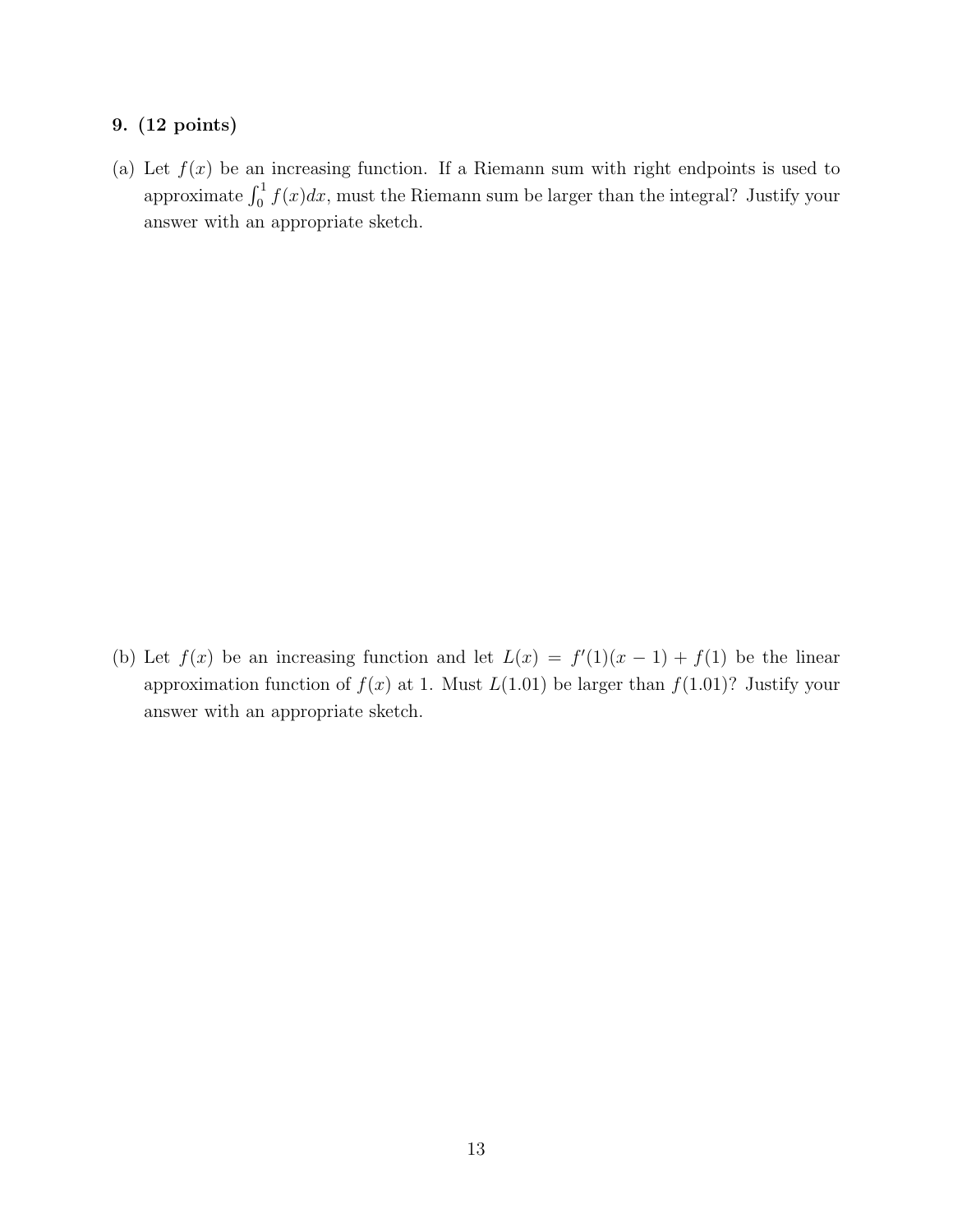**9. (12 points)**

(a) Let $f(x)$ be an increasing function. If a Riemann sum with right endpoints is used to approximate $\int_0^1 f(x)dx$, must the Riemann sum be larger than the integral? Justify your answer with an appropriate sketch.

(b) Let $f(x)$ be an increasing function and let $L(x) = f'(1)(x-1) + f(1)$ be the linear approximation function of $f(x)$ at 1. Must $L(1.01)$ be larger than $f(1.01)$? Justify your answer with an appropriate sketch.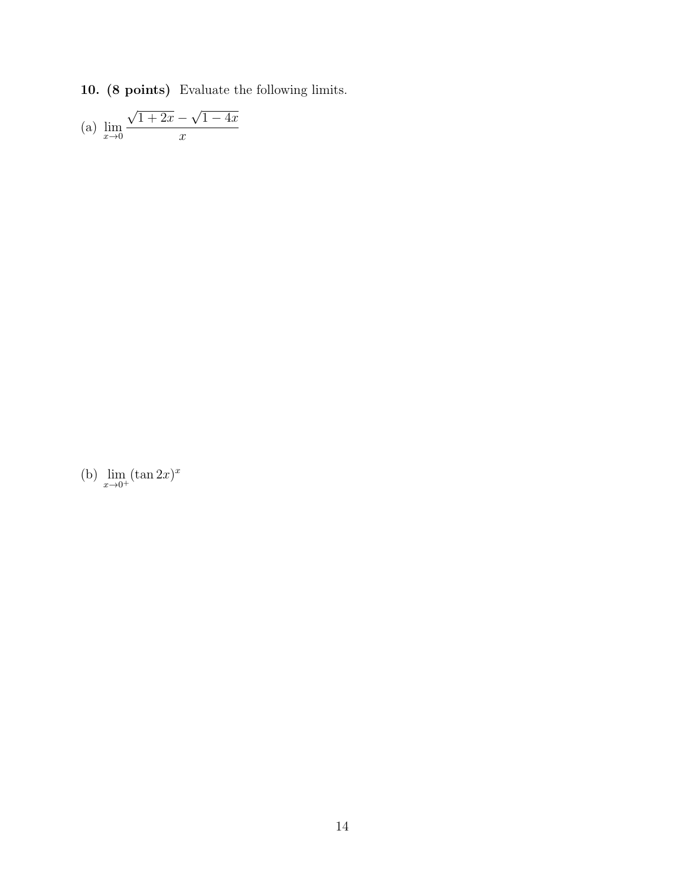**10. (8 points)** Evaluate the following limits.

(a) $\displaystyle\lim_{x \to 0} \frac{\sqrt{1+2x} - \sqrt{1-4x}}{x}$

(b) $\displaystyle\lim_{x \to 0^+} (\tan 2x)^x$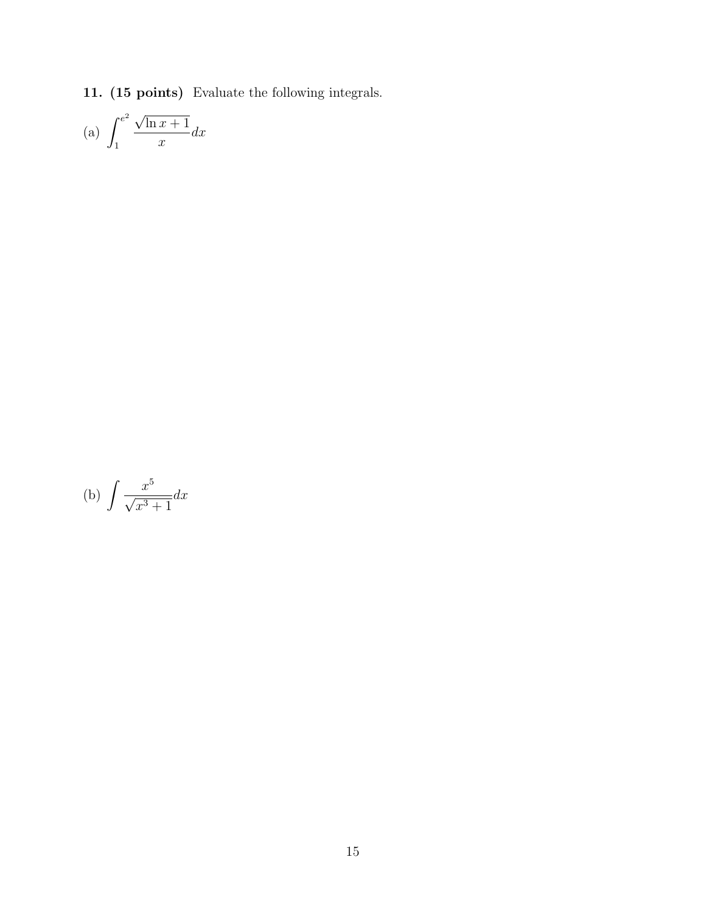**11. (15 points)** Evaluate the following integrals.

(a) $\displaystyle\int_1^{e^2} \frac{\sqrt{\ln x + 1}}{x} dx$

(b) $\displaystyle\int \frac{x^5}{\sqrt{x^3 + 1}} dx$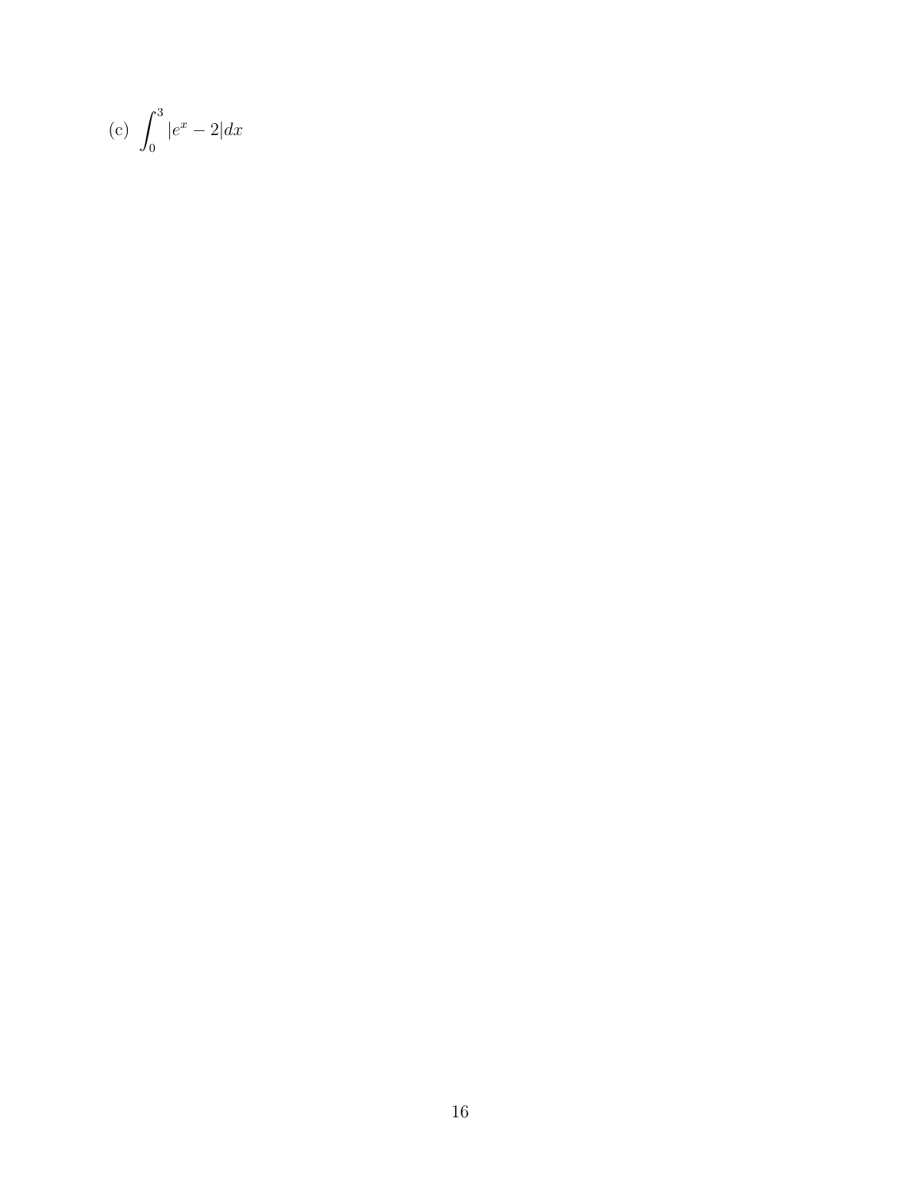(c) $\int_0^3 |e^x - 2| dx$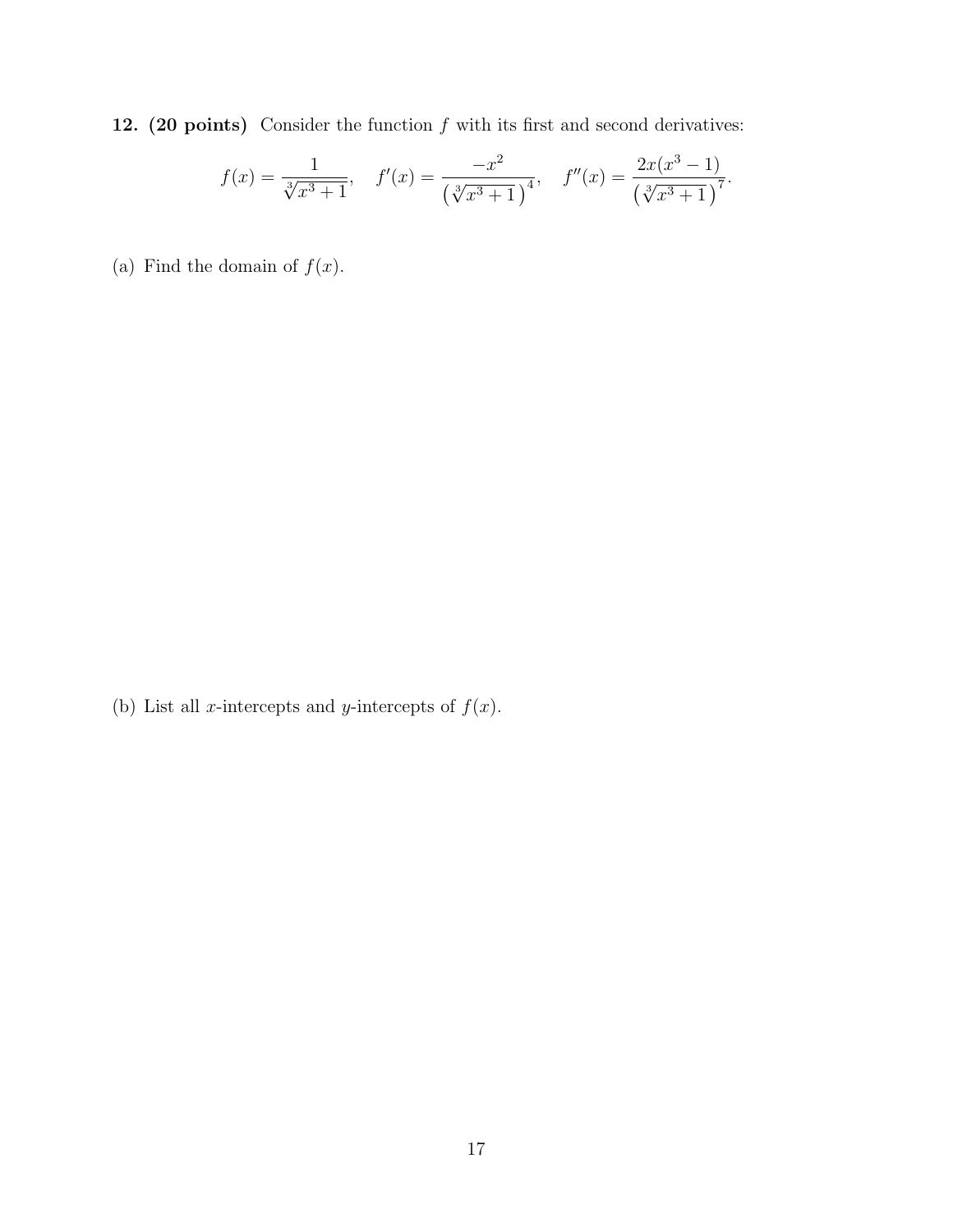**12. (20 points)** Consider the function $f$ with its first and second derivatives:

$$f(x) = \frac{1}{\sqrt[3]{x^3+1}}, \quad f'(x) = \frac{-x^2}{\left(\sqrt[3]{x^3+1}\right)^4}, \quad f''(x) = \frac{2x(x^3-1)}{\left(\sqrt[3]{x^3+1}\right)^7}.$$

(a) Find the domain of $f(x)$.

(b) List all $x$-intercepts and $y$-intercepts of $f(x)$.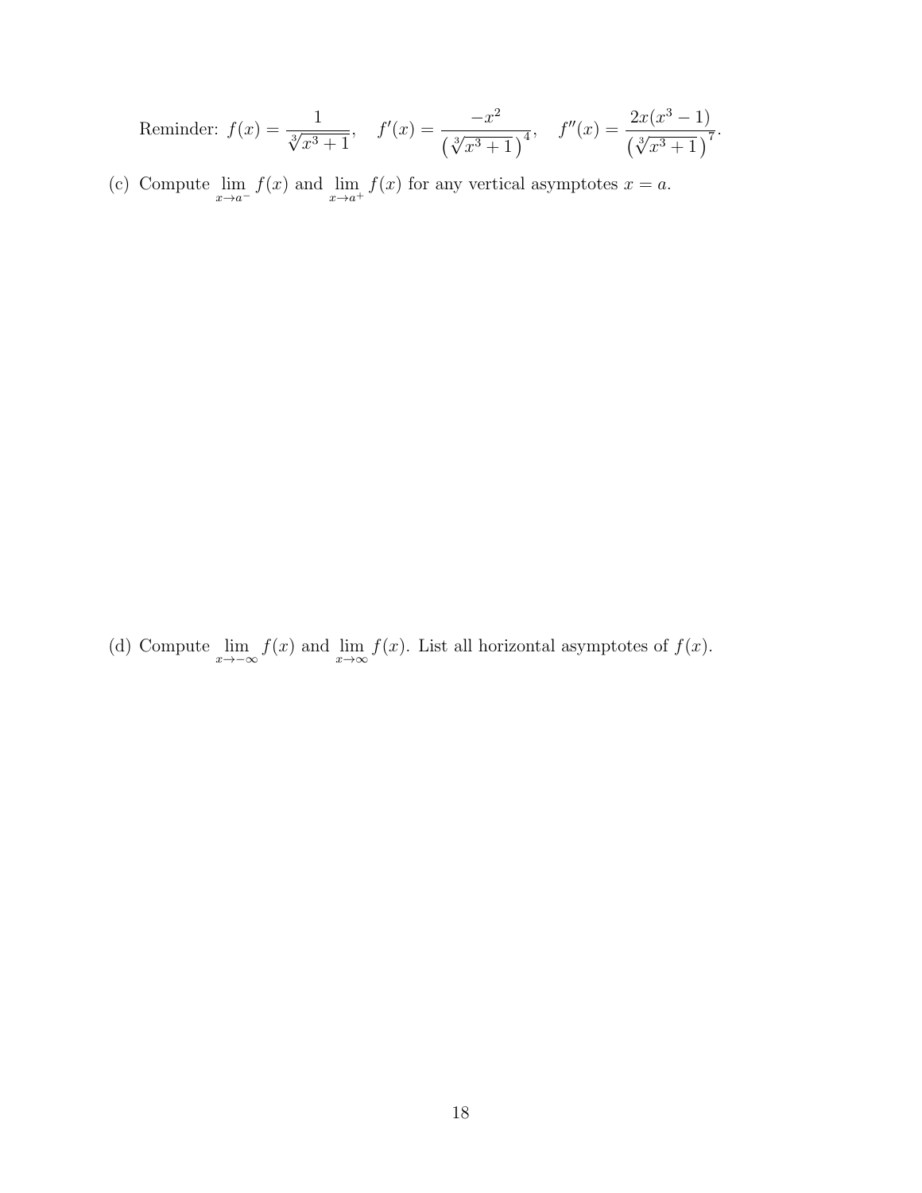Reminder: $f(x) = \dfrac{1}{\sqrt[3]{x^3+1}}$, $\quad f'(x) = \dfrac{-x^2}{\left(\sqrt[3]{x^3+1}\right)^4}$, $\quad f''(x) = \dfrac{2x(x^3-1)}{\left(\sqrt[3]{x^3+1}\right)^7}$.

(c) Compute $\lim\limits_{x \to a^-} f(x)$ and $\lim\limits_{x \to a^+} f(x)$ for any vertical asymptotes $x = a$.

(d) Compute $\lim\limits_{x \to -\infty} f(x)$ and $\lim\limits_{x \to \infty} f(x)$. List all horizontal asymptotes of $f(x)$.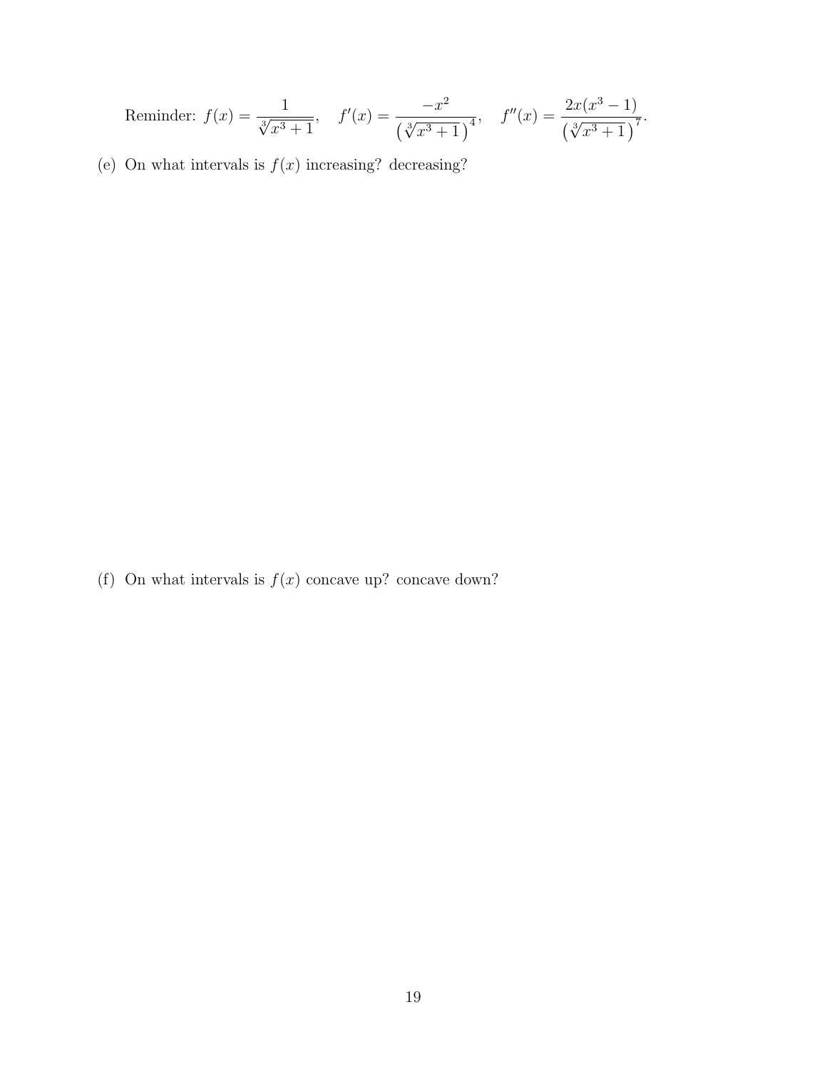Reminder: $f(x) = \dfrac{1}{\sqrt[3]{x^3+1}}$, $\quad f'(x) = \dfrac{-x^2}{\left(\sqrt[3]{x^3+1}\right)^4}$, $\quad f''(x) = \dfrac{2x(x^3-1)}{\left(\sqrt[3]{x^3+1}\right)^7}$.

(e) On what intervals is $f(x)$ increasing? decreasing?

(f) On what intervals is $f(x)$ concave up? concave down?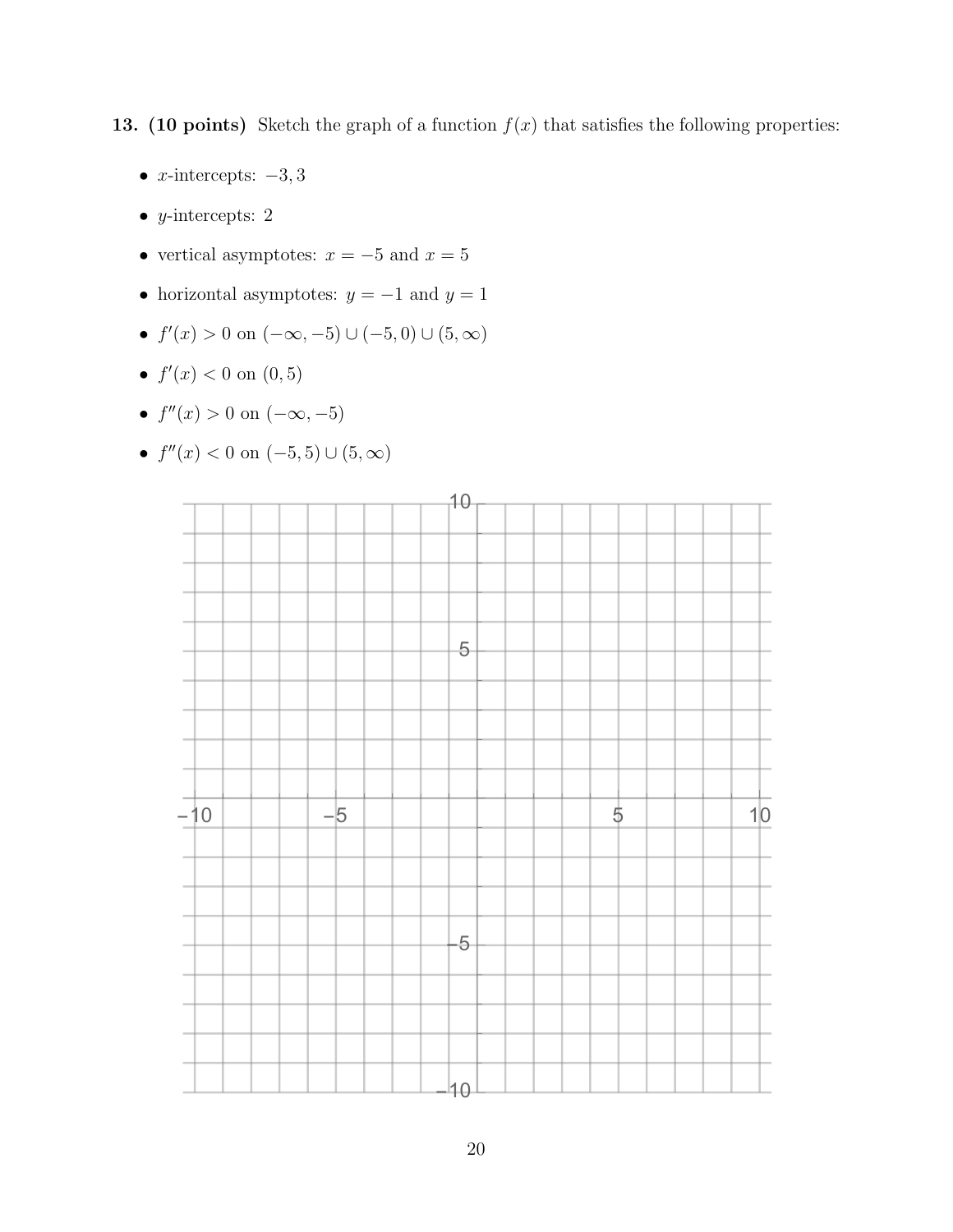**13. (10 points)** Sketch the graph of a function $f(x)$ that satisfies the following properties:

- $x$-intercepts: $-3, 3$
- $y$-intercepts: $2$
- vertical asymptotes: $x = -5$ and $x = 5$
- horizontal asymptotes: $y = -1$ and $y = 1$
- $f'(x) > 0$ on $(-\infty, -5) \cup (-5, 0) \cup (5, \infty)$
- $f'(x) < 0$ on $(0, 5)$
- $f''(x) > 0$ on $(-\infty, -5)$
- $f''(x) < 0$ on $(-5, 5) \cup (5, \infty)$

10
5
−10
−5
5
10
−5
−10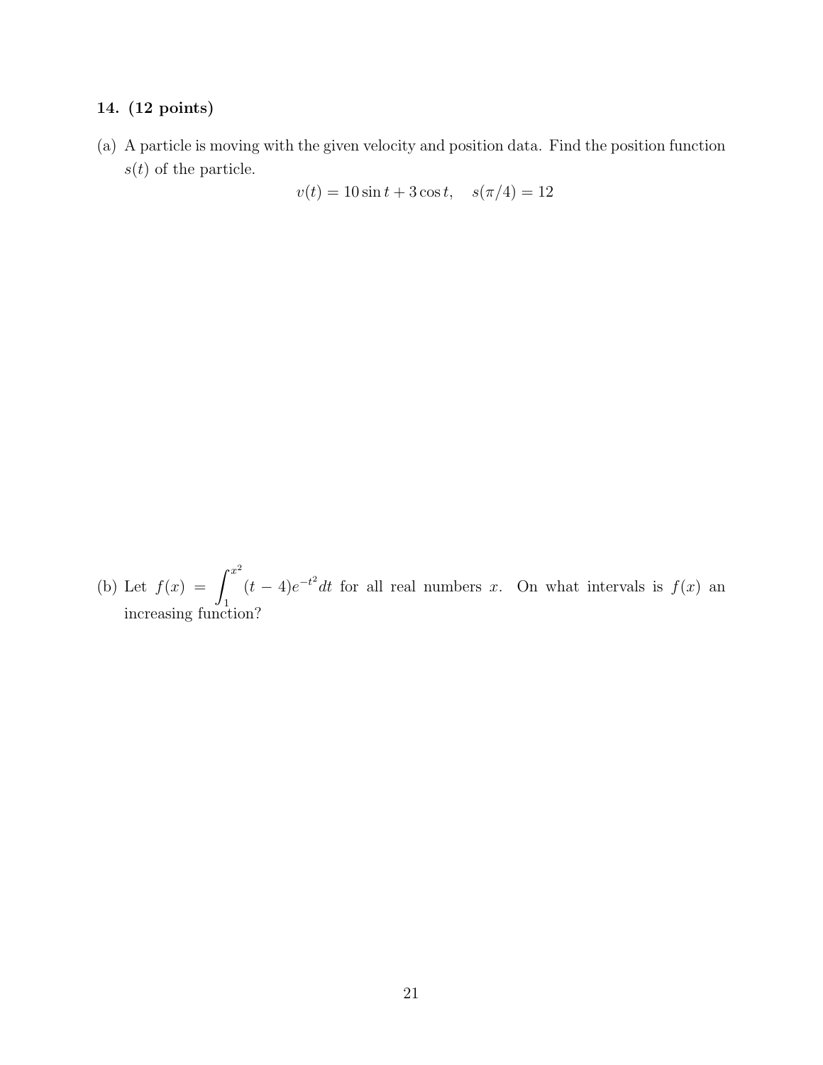**14. (12 points)**

(a) A particle is moving with the given velocity and position data. Find the position function $s(t)$ of the particle.

$$v(t) = 10 \sin t + 3 \cos t, \quad s(\pi/4) = 12$$

(b) Let $f(x) = \displaystyle\int_1^{x^2} (t - 4)e^{-t^2} dt$ for all real numbers $x$. On what intervals is $f(x)$ an increasing function?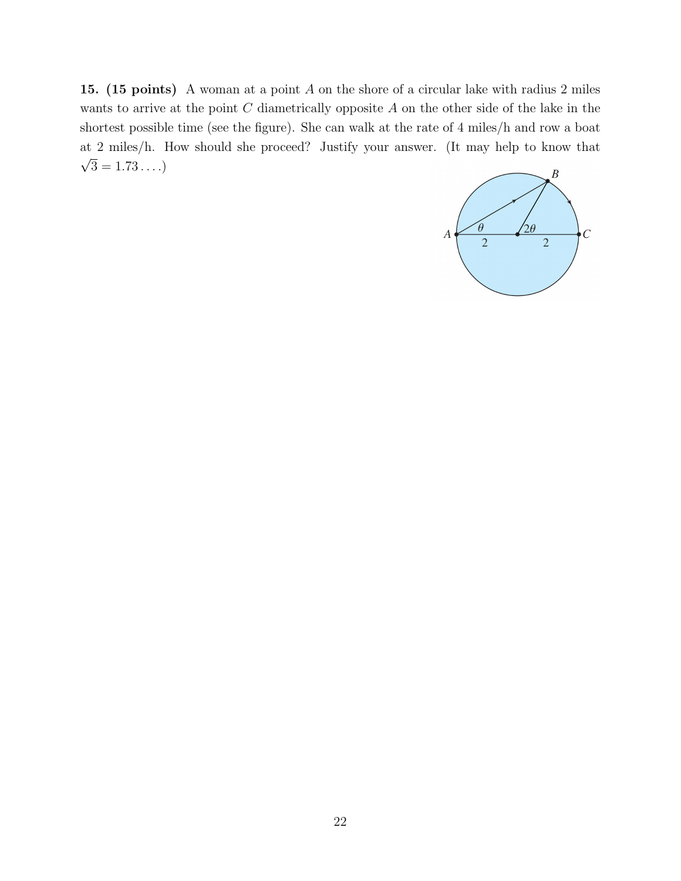**15. (15 points)** A woman at a point $A$ on the shore of a circular lake with radius 2 miles wants to arrive at the point $C$ diametrically opposite $A$ on the other side of the lake in the shortest possible time (see the figure). She can walk at the rate of 4 miles/h and row a boat at 2 miles/h. How should she proceed? Justify your answer. (It may help to know that $\sqrt{3} = 1.73\ldots$.)

B

A

$\theta$

$2\theta$

C

2

2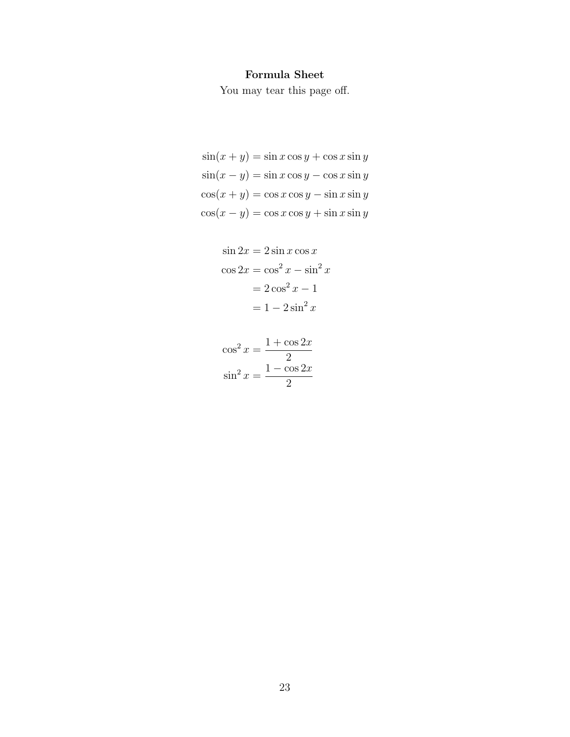**Formula Sheet**

You may tear this page off.

$$
\begin{aligned}
\sin(x+y) &= \sin x \cos y + \cos x \sin y \\
\sin(x-y) &= \sin x \cos y - \cos x \sin y \\
\cos(x+y) &= \cos x \cos y - \sin x \sin y \\
\cos(x-y) &= \cos x \cos y + \sin x \sin y
\end{aligned}
$$

$$
\begin{aligned}
\sin 2x &= 2 \sin x \cos x \\
\cos 2x &= \cos^2 x - \sin^2 x \\
&= 2\cos^2 x - 1 \\
&= 1 - 2\sin^2 x
\end{aligned}
$$

$$
\begin{aligned}
\cos^2 x &= \frac{1+\cos 2x}{2} \\
\sin^2 x &= \frac{1-\cos 2x}{2}
\end{aligned}
$$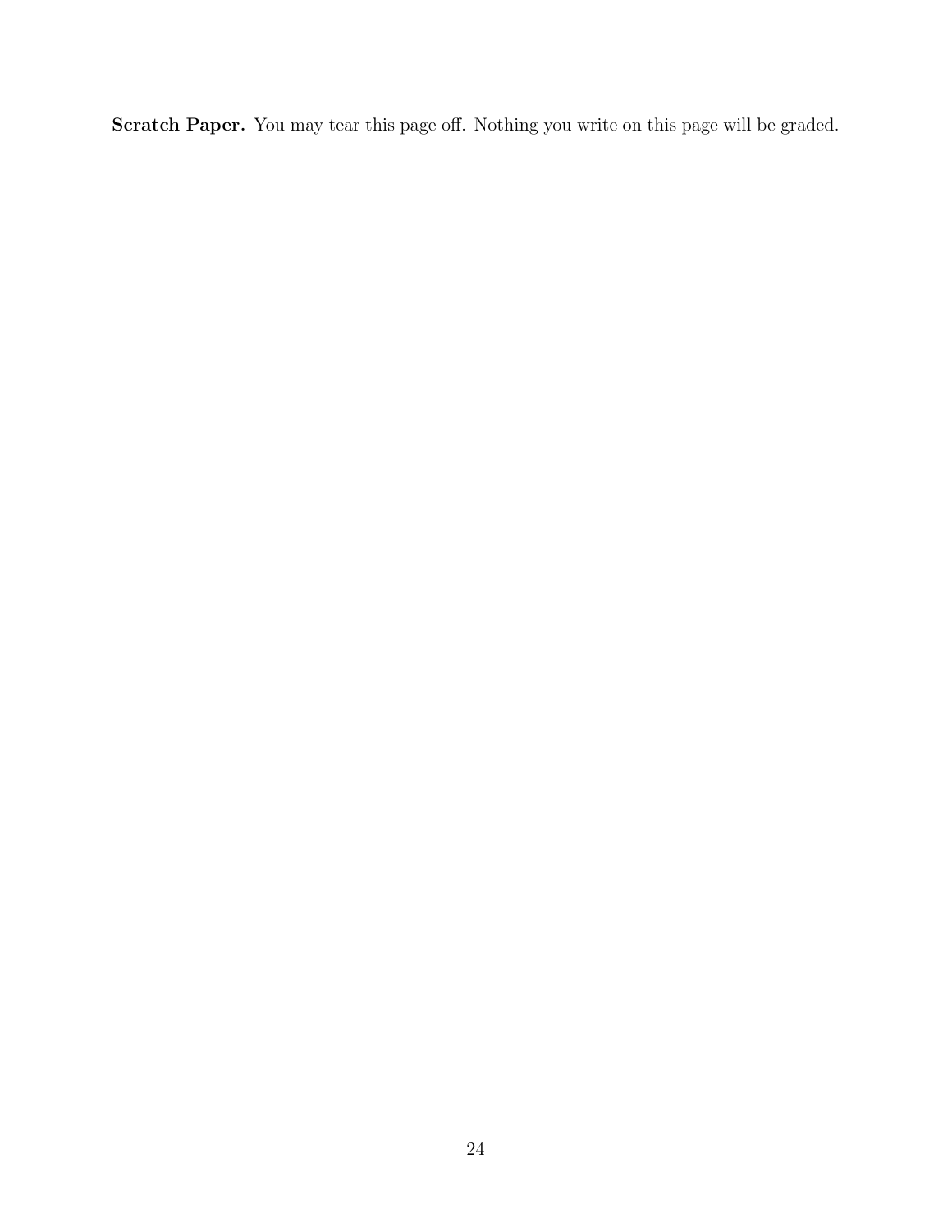**Scratch Paper.** You may tear this page off. Nothing you write on this page will be graded.